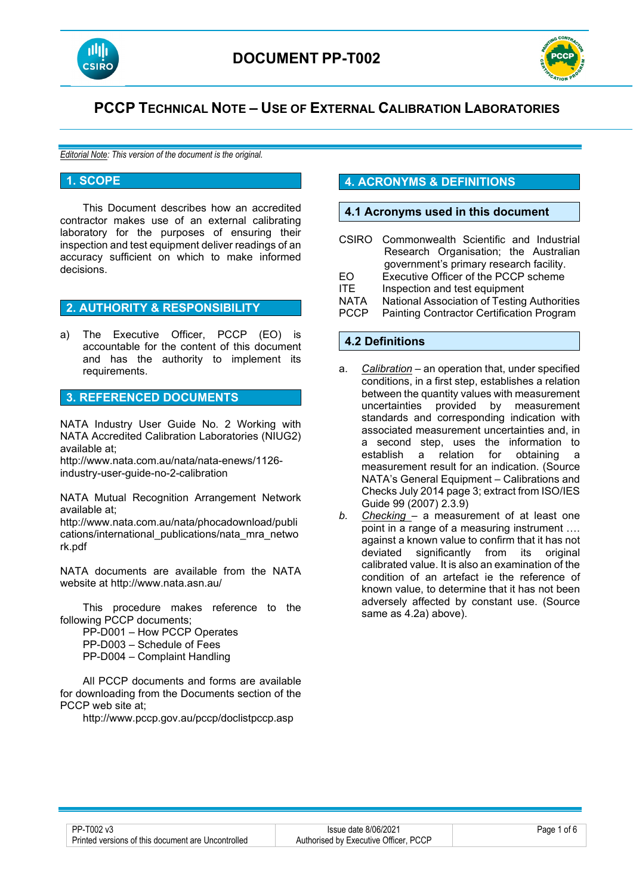# DOCUMENT PP-T002

# PCCP TECHNICAL NOTE – USE OF EXTERNAL CALIBRATION LABORATORIES

*Editorial Note: This version of the document is the original.*

## 1. SCOPE

This Document describes how an accredited contractor makes use of an external calibrating laboratory for the purposes of ensuring their inspection and test equipment deliver readings of an accuracy sufficient on which to make informed decisions.

## 2. AUTHORITY & RESPONSIBILITY

a) The Executive Officer, PCCP (EO) is accountable for the content of this document and has the authority to implement its requirements.

## 3. REFERENCED DOCUMENTS

NATA Industry User Guide No. 2 Working with NATA Accredited Calibration Laboratories (NIUG2) available at;
http://www.nata.com.au/nata/nata-enews/1126-industry-user-guide-no-2-calibration

NATA Mutual Recognition Arrangement Network available at;
http://www.nata.com.au/nata/phocadownload/publications/international_publications/nata_mra_network.pdf

NATA documents are available from the NATA website at http://www.nata.asn.au/

This procedure makes reference to the following PCCP documents;

PP-D001 – How PCCP Operates
PP-D003 – Schedule of Fees
PP-D004 – Complaint Handling

All PCCP documents and forms are available for downloading from the Documents section of the PCCP web site at;

http://www.pccp.gov.au/pccp/doclistpccp.asp

## 4. ACRONYMS & DEFINITIONS

### 4.1 Acronyms used in this document

CSIRO Commonwealth Scientific and Industrial Research Organisation; the Australian government's primary research facility.
EO Executive Officer of the PCCP scheme
ITE Inspection and test equipment
NATA National Association of Testing Authorities
PCCP Painting Contractor Certification Program

### 4.2 Definitions

a. Calibration – an operation that, under specified conditions, in a first step, establishes a relation between the quantity values with measurement uncertainties provided by measurement standards and corresponding indication with associated measurement uncertainties and, in a second step, uses the information to establish a relation for obtaining a measurement result for an indication. (Source NATA's General Equipment – Calibrations and Checks July 2014 page 3; extract from ISO/IES Guide 99 (2007) 2.3.9)

*b.* Checking – a measurement of at least one point in a range of a measuring instrument …. against a known value to confirm that it has not deviated significantly from its original calibrated value. It is also an examination of the condition of an artefact ie the reference of known value, to determine that it has not been adversely affected by constant use. (Source same as 4.2a) above).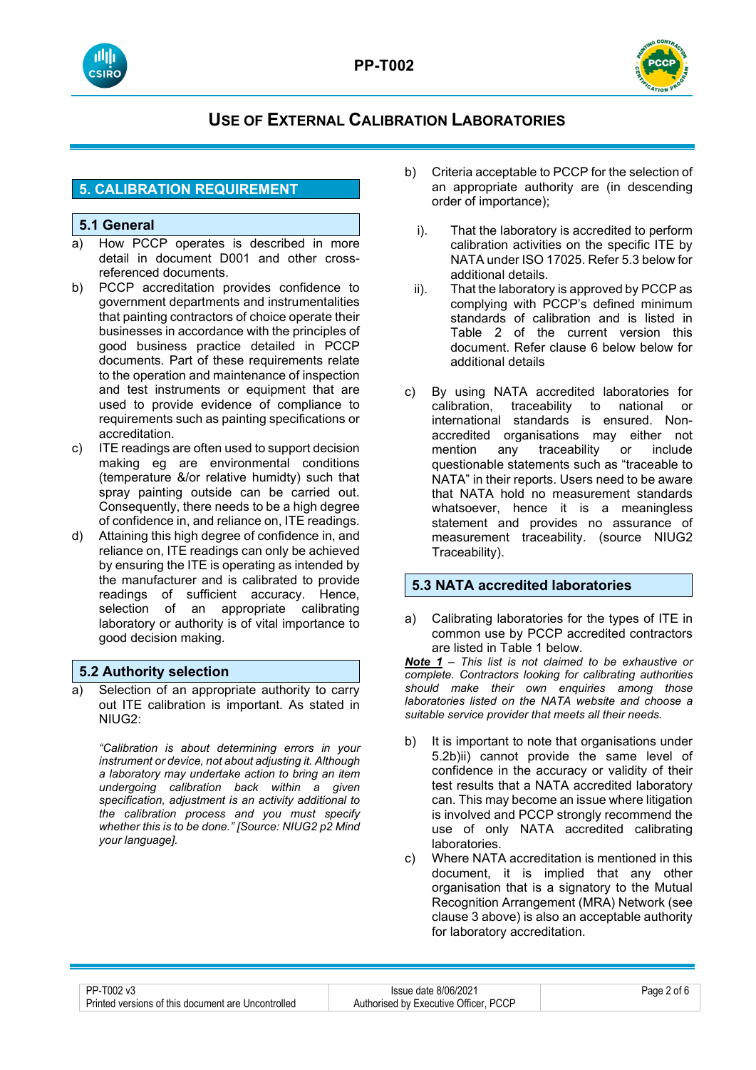## 5. CALIBRATION REQUIREMENT

### 5.1 General

a) How PCCP operates is described in more detail in document D001 and other cross-referenced documents.

b) PCCP accreditation provides confidence to government departments and instrumentalities that painting contractors of choice operate their businesses in accordance with the principles of good business practice detailed in PCCP documents. Part of these requirements relate to the operation and maintenance of inspection and test instruments or equipment that are used to provide evidence of compliance to requirements such as painting specifications or accreditation.

c) ITE readings are often used to support decision making eg are environmental conditions (temperature &/or relative humidty) such that spray painting outside can be carried out. Consequently, there needs to be a high degree of confidence in, and reliance on, ITE readings.

d) Attaining this high degree of confidence in, and reliance on, ITE readings can only be achieved by ensuring the ITE is operating as intended by the manufacturer and is calibrated to provide readings of sufficient accuracy. Hence, selection of an appropriate calibrating laboratory or authority is of vital importance to good decision making.

### 5.2 Authority selection

a) Selection of an appropriate authority to carry out ITE calibration is important. As stated in NIUG2:

   *"Calibration is about determining errors in your instrument or device, not about adjusting it. Although a laboratory may undertake action to bring an item undergoing calibration back within a given specification, adjustment is an activity additional to the calibration process and you must specify whether this is to be done." [Source: NIUG2 p2 Mind your language].*

b) Criteria acceptable to PCCP for the selection of an appropriate authority are (in descending order of importance);

   i). That the laboratory is accredited to perform calibration activities on the specific ITE by NATA under ISO 17025. Refer 5.3 below for additional details.

   ii). That the laboratory is approved by PCCP as complying with PCCP's defined minimum standards of calibration and is listed in Table 2 of the current version this document. Refer clause 6 below below for additional details

c) By using NATA accredited laboratories for calibration, traceability to national or international standards is ensured. Non-accredited organisations may either not mention any traceability or include questionable statements such as "traceable to NATA" in their reports. Users need to be aware that NATA hold no measurement standards whatsoever, hence it is a meaningless statement and provides no assurance of measurement traceability. (source NIUG2 Traceability).

### 5.3 NATA accredited laboratories

a) Calibrating laboratories for the types of ITE in common use by PCCP accredited contractors are listed in Table 1 below.

***Note 1*** *– This list is not claimed to be exhaustive or complete. Contractors looking for calibrating authorities should make their own enquiries among those laboratories listed on the NATA website and choose a suitable service provider that meets all their needs.*

b) It is important to note that organisations under 5.2b)ii) cannot provide the same level of confidence in the accuracy or validity of their test results that a NATA accredited laboratory can. This may become an issue where litigation is involved and PCCP strongly recommend the use of only NATA accredited calibrating laboratories.

c) Where NATA accreditation is mentioned in this document, it is implied that any other organisation that is a signatory to the Mutual Recognition Arrangement (MRA) Network (see clause 3 above) is also an acceptable authority for laboratory accreditation.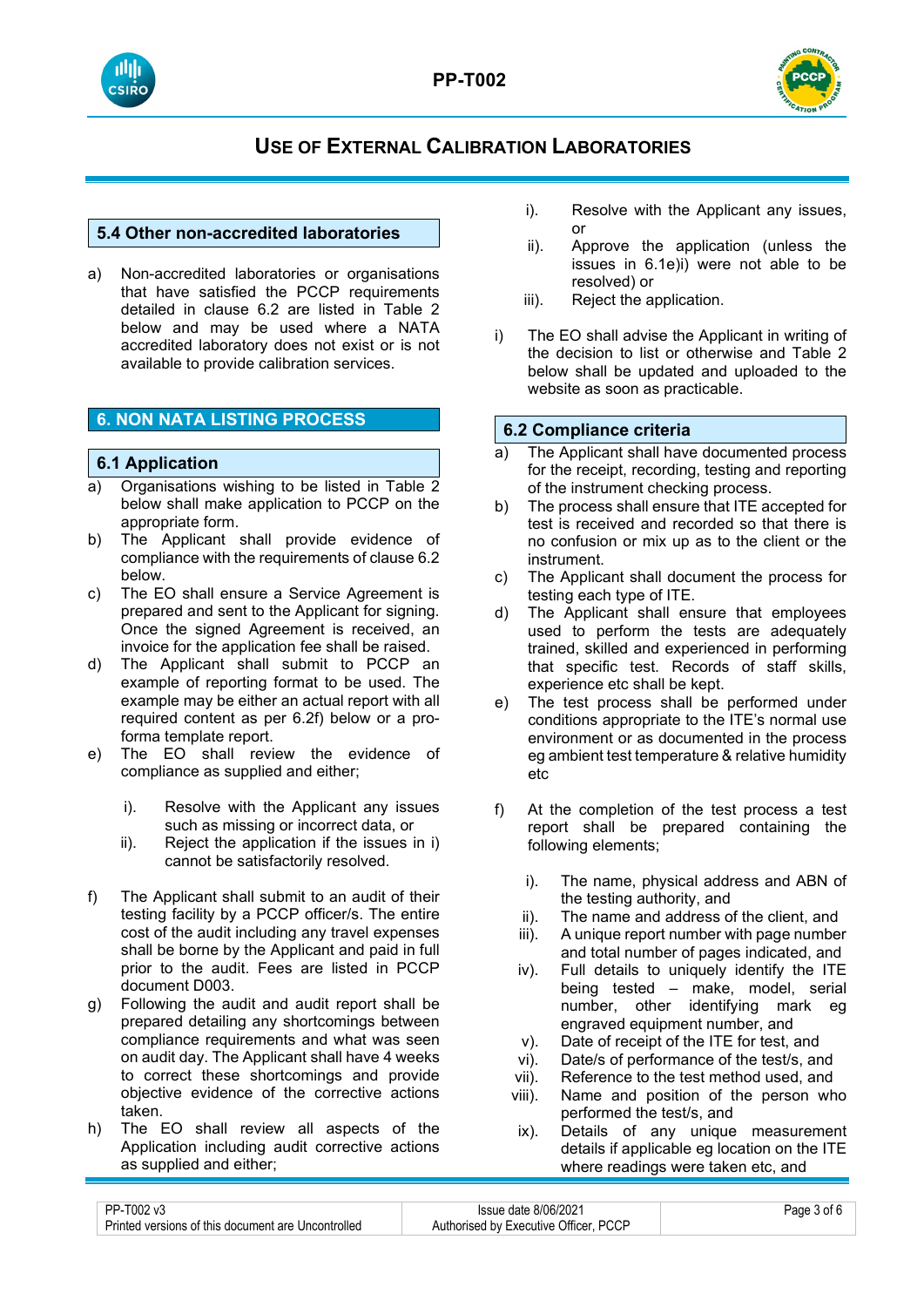## 5.4 Other non-accredited laboratories

a) Non-accredited laboratories or organisations that have satisfied the PCCP requirements detailed in clause 6.2 are listed in Table 2 below and may be used where a NATA accredited laboratory does not exist or is not available to provide calibration services.

# 6. NON NATA LISTING PROCESS

## 6.1 Application

a) Organisations wishing to be listed in Table 2 below shall make application to PCCP on the appropriate form.

b) The Applicant shall provide evidence of compliance with the requirements of clause 6.2 below.

c) The EO shall ensure a Service Agreement is prepared and sent to the Applicant for signing. Once the signed Agreement is received, an invoice for the application fee shall be raised.

d) The Applicant shall submit to PCCP an example of reporting format to be used. The example may be either an actual report with all required content as per 6.2f) below or a pro-forma template report.

e) The EO shall review the evidence of compliance as supplied and either;

   i). Resolve with the Applicant any issues such as missing or incorrect data, or
   
   ii). Reject the application if the issues in i) cannot be satisfactorily resolved.

f) The Applicant shall submit to an audit of their testing facility by a PCCP officer/s. The entire cost of the audit including any travel expenses shall be borne by the Applicant and paid in full prior to the audit. Fees are listed in PCCP document D003.

g) Following the audit and audit report shall be prepared detailing any shortcomings between compliance requirements and what was seen on audit day. The Applicant shall have 4 weeks to correct these shortcomings and provide objective evidence of the corrective actions taken.

h) The EO shall review all aspects of the Application including audit corrective actions as supplied and either;

   i). Resolve with the Applicant any issues, or
   
   ii). Approve the application (unless the issues in 6.1e)i) were not able to be resolved) or
   
   iii). Reject the application.

i) The EO shall advise the Applicant in writing of the decision to list or otherwise and Table 2 below shall be updated and uploaded to the website as soon as practicable.

## 6.2 Compliance criteria

a) The Applicant shall have documented process for the receipt, recording, testing and reporting of the instrument checking process.

b) The process shall ensure that ITE accepted for test is received and recorded so that there is no confusion or mix up as to the client or the instrument.

c) The Applicant shall document the process for testing each type of ITE.

d) The Applicant shall ensure that employees used to perform the tests are adequately trained, skilled and experienced in performing that specific test. Records of staff skills, experience etc shall be kept.

e) The test process shall be performed under conditions appropriate to the ITE's normal use environment or as documented in the process eg ambient test temperature & relative humidity etc

f) At the completion of the test process a test report shall be prepared containing the following elements;

   i). The name, physical address and ABN of the testing authority, and
   
   ii). The name and address of the client, and
   
   iii). A unique report number with page number and total number of pages indicated, and
   
   iv). Full details to uniquely identify the ITE being tested – make, model, serial number, other identifying mark eg engraved equipment number, and
   
   v). Date of receipt of the ITE for test, and
   
   vi). Date/s of performance of the test/s, and
   
   vii). Reference to the test method used, and
   
   viii). Name and position of the person who performed the test/s, and
   
   ix). Details of any unique measurement details if applicable eg location on the ITE where readings were taken etc, and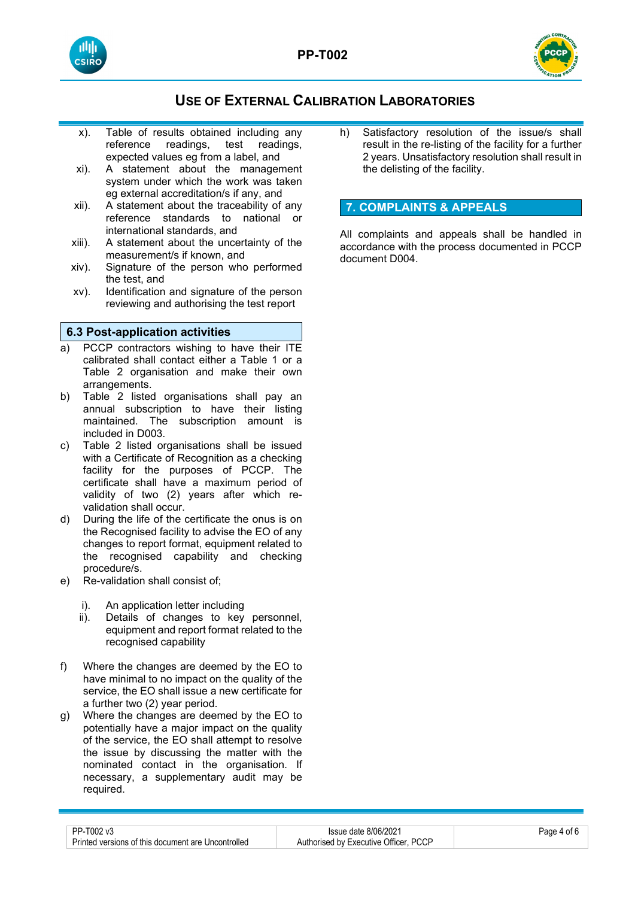x). Table of results obtained including any reference readings, test readings, expected values eg from a label, and

xi). A statement about the management system under which the work was taken eg external accreditation/s if any, and

xii). A statement about the traceability of any reference standards to national or international standards, and

xiii). A statement about the uncertainty of the measurement/s if known, and

xiv). Signature of the person who performed the test, and

xv). Identification and signature of the person reviewing and authorising the test report

### 6.3 Post-application activities

a) PCCP contractors wishing to have their ITE calibrated shall contact either a Table 1 or a Table 2 organisation and make their own arrangements.

b) Table 2 listed organisations shall pay an annual subscription to have their listing maintained. The subscription amount is included in D003.

c) Table 2 listed organisations shall be issued with a Certificate of Recognition as a checking facility for the purposes of PCCP. The certificate shall have a maximum period of validity of two (2) years after which re-validation shall occur.

d) During the life of the certificate the onus is on the Recognised facility to advise the EO of any changes to report format, equipment related to the recognised capability and checking procedure/s.

e) Re-validation shall consist of;

   i). An application letter including

   ii). Details of changes to key personnel, equipment and report format related to the recognised capability

f) Where the changes are deemed by the EO to have minimal to no impact on the quality of the service, the EO shall issue a new certificate for a further two (2) year period.

g) Where the changes are deemed by the EO to potentially have a major impact on the quality of the service, the EO shall attempt to resolve the issue by discussing the matter with the nominated contact in the organisation. If necessary, a supplementary audit may be required.

h) Satisfactory resolution of the issue/s shall result in the re-listing of the facility for a further 2 years. Unsatisfactory resolution shall result in the delisting of the facility.

## 7. COMPLAINTS & APPEALS

All complaints and appeals shall be handled in accordance with the process documented in PCCP document D004.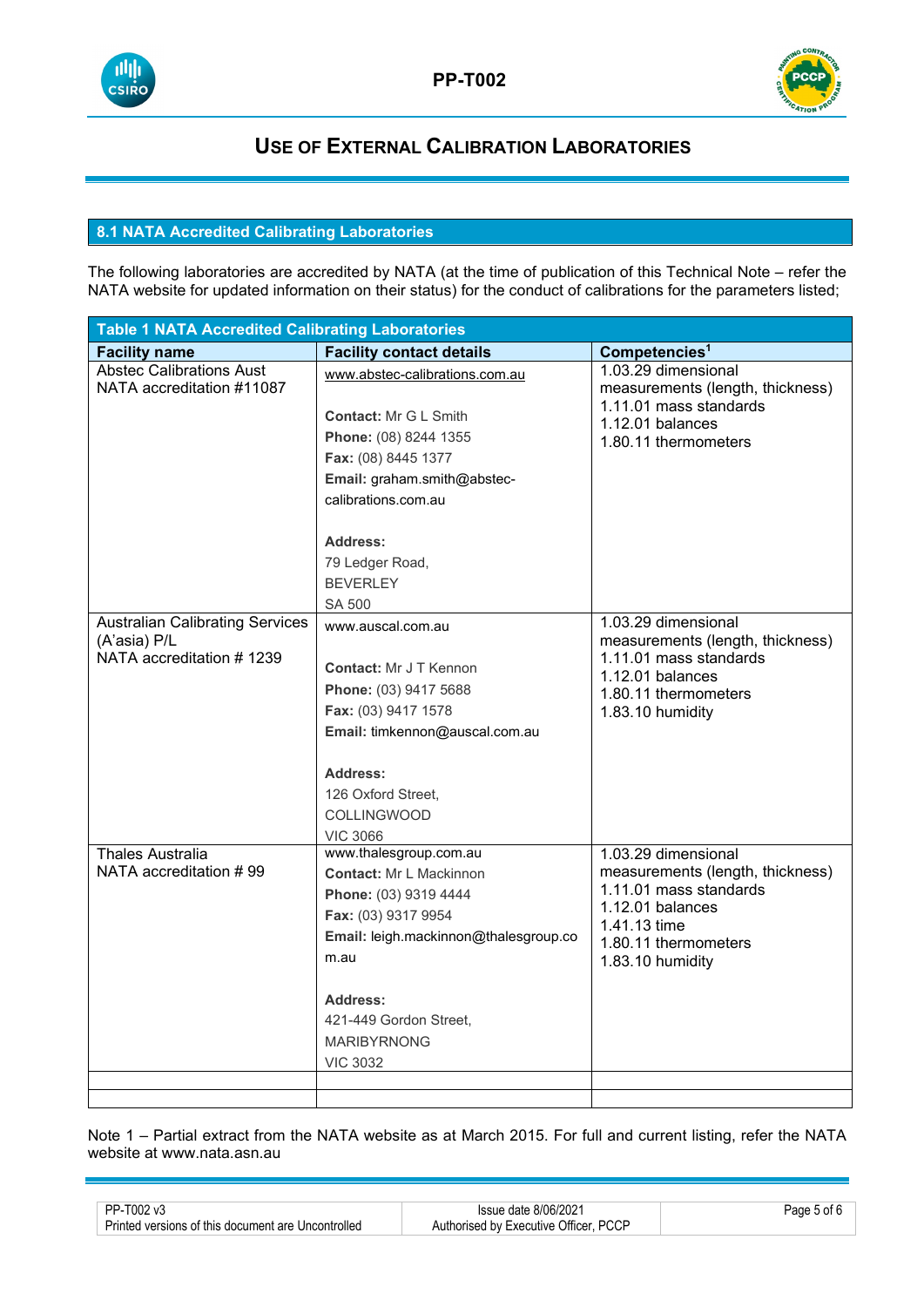# Use of External Calibration Laboratories

## 8.1 NATA Accredited Calibrating Laboratories

The following laboratories are accredited by NATA (at the time of publication of this Technical Note – refer the NATA website for updated information on their status) for the conduct of calibrations for the parameters listed;

**Table 1 NATA Accredited Calibrating Laboratories**

| Facility name | Facility contact details | Competencies[1] |
|---|---|---|
| Abstec Calibrations Aust<br>NATA accreditation #11087 | www.abstec-calibrations.com.au<br><br>**Contact:** Mr G L Smith<br>**Phone:** (08) 8244 1355<br>**Fax:** (08) 8445 1377<br>**Email:** graham.smith@abstec-calibrations.com.au<br><br>**Address:**<br>79 Ledger Road,<br>BEVERLEY<br>SA 500 | 1.03.29 dimensional measurements (length, thickness)<br>1.11.01 mass standards<br>1.12.01 balances<br>1.80.11 thermometers |
| Australian Calibrating Services (A'asia) P/L<br>NATA accreditation # 1239 | www.auscal.com.au<br><br>**Contact:** Mr J T Kennon<br>**Phone:** (03) 9417 5688<br>**Fax:** (03) 9417 1578<br>**Email:** timkennon@auscal.com.au<br><br>**Address:**<br>126 Oxford Street,<br>COLLINGWOOD<br>VIC 3066 | 1.03.29 dimensional measurements (length, thickness)<br>1.11.01 mass standards<br>1.12.01 balances<br>1.80.11 thermometers<br>1.83.10 humidity |
| Thales Australia<br>NATA accreditation # 99 | www.thalesgroup.com.au<br>**Contact:** Mr L Mackinnon<br>**Phone:** (03) 9319 4444<br>**Fax:** (03) 9317 9954<br>**Email:** leigh.mackinnon@thalesgroup.com.au<br><br>**Address:**<br>421-449 Gordon Street,<br>MARIBYRNONG<br>VIC 3032 | 1.03.29 dimensional measurements (length, thickness)<br>1.11.01 mass standards<br>1.12.01 balances<br>1.41.13 time<br>1.80.11 thermometers<br>1.83.10 humidity |
| | | |
| | | |

Note 1 – Partial extract from the NATA website as at March 2015. For full and current listing, refer the NATA website at www.nata.asn.au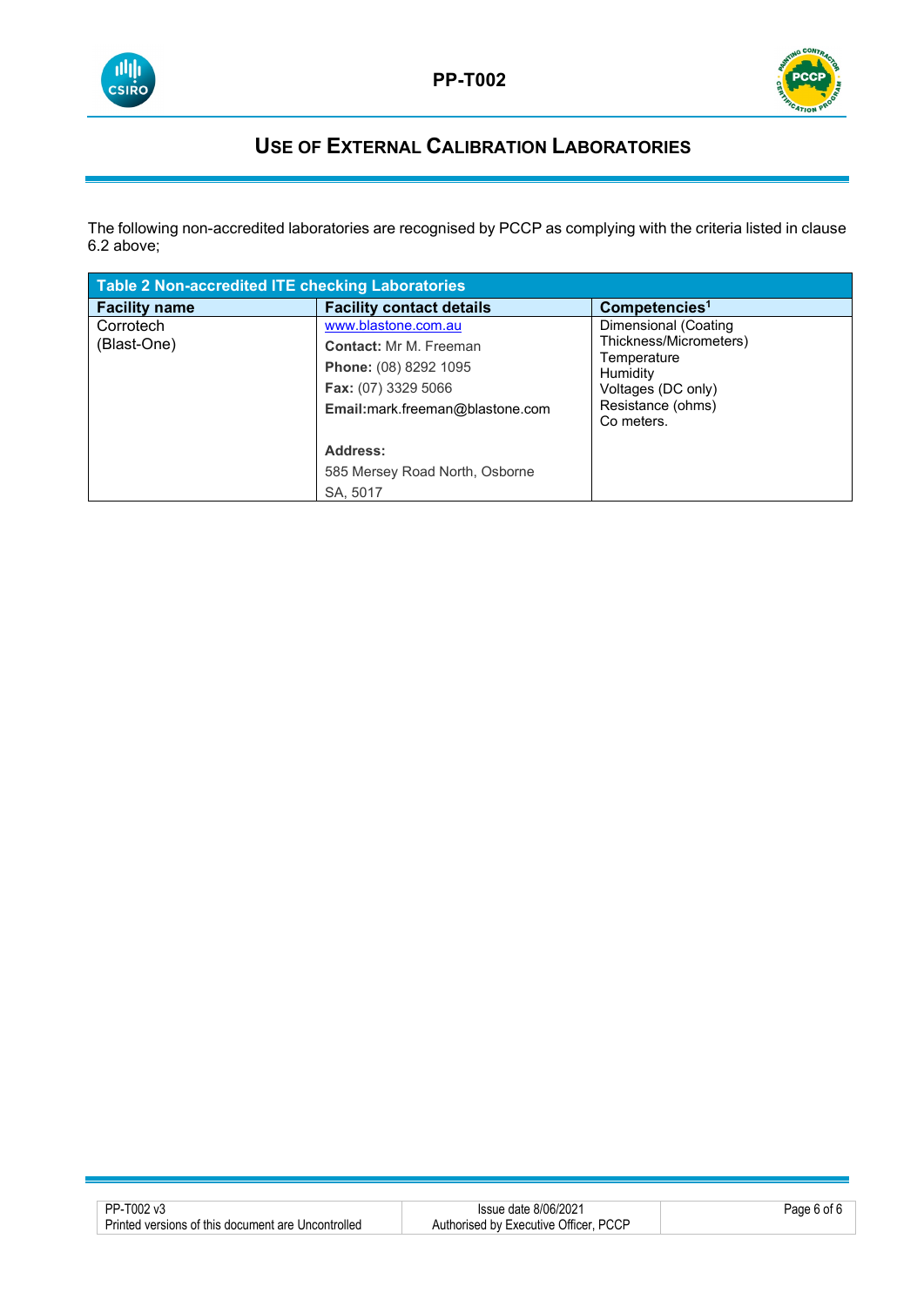The following non-accredited laboratories are recognised by PCCP as complying with the criteria listed in clause 6.2 above;

**Table 2 Non-accredited ITE checking Laboratories**

| Facility name | Facility contact details | Competencies[1] |
|---|---|---|
| Corrotech (Blast-One) | www.blastone.com.au<br>**Contact:** Mr M. Freeman<br>**Phone:** (08) 8292 1095<br>**Fax:** (07) 3329 5066<br>**Email:**mark.freeman@blastone.com<br><br>**Address:**<br>585 Mersey Road North, Osborne SA, 5017 | Dimensional (Coating Thickness/Micrometers)<br>Temperature<br>Humidity<br>Voltages (DC only)<br>Resistance (ohms)<br>Co meters. |